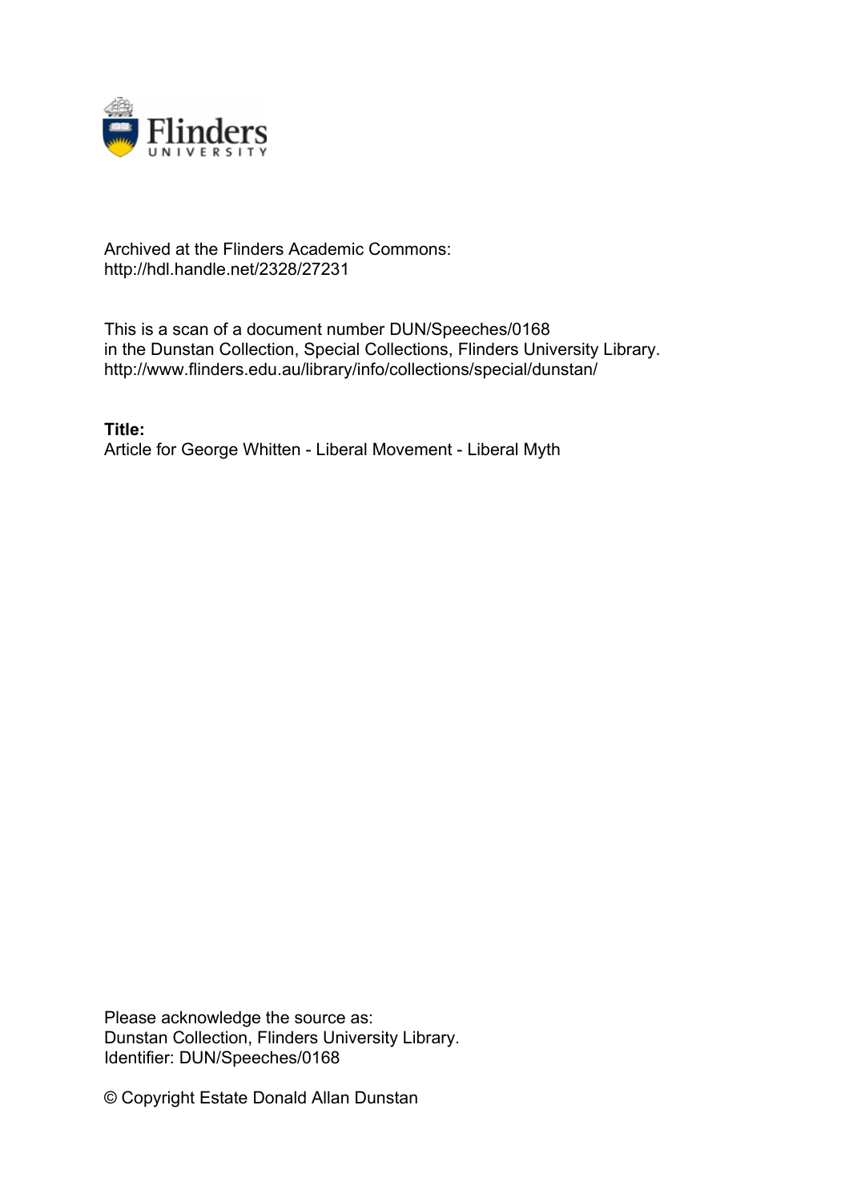Archived at the Flinders Academic Commons:
http://hdl.handle.net/2328/27231

This is a scan of a document number DUN/Speeches/0168
in the Dunstan Collection, Special Collections, Flinders University Library.
http://www.flinders.edu.au/library/info/collections/special/dunstan/

**Title:**
Article for George Whitten - Liberal Movement - Liberal Myth

Please acknowledge the source as:
Dunstan Collection, Flinders University Library.
Identifier: DUN/Speeches/0168

© Copyright Estate Donald Allan Dunstan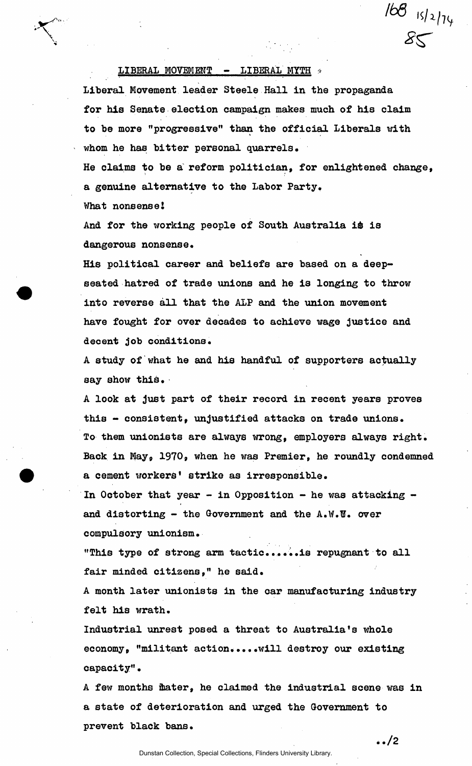168 15/2/74

85

## LIBERAL MOVEMENT - LIBERAL MYTH

Liberal Movement leader Steele Hall in the propaganda for his Senate election campaign makes much of his claim to be more "progressive" than the official Liberals with whom he has bitter personal quarrels.

He claims to be a reform politician, for enlightened change, a genuine alternative to the Labor Party.

What nonsense!

And for the working people of South Australia it is dangerous nonsense.

His political career and beliefs are based on a deep-seated hatred of trade unions and he is longing to throw into reverse all that the ALP and the union movement have fought for over decades to achieve wage justice and decent job conditions.

A study of what he and his handful of supporters actually say show this.

A look at just part of their record in recent years proves this - consistent, unjustified attacks on trade unions.

To them unionists are always wrong, employers always right.

Back in May, 1970, when he was Premier, he roundly condemned a cement workers' strike as irresponsible.

In October that year - in Opposition - he was attacking - and distorting - the Government and the A.W.U. over compulsory unionism.

"This type of strong arm tactic......is repugnant to all fair minded citizens," he said.

A month later unionists in the car manufacturing industry felt his wrath.

Industrial unrest posed a threat to Australia's whole economy, "militant action.....will destroy our existing capacity".

A few months later, he claimed the industrial scene was in a state of deterioration and urged the Government to prevent black bans.

../2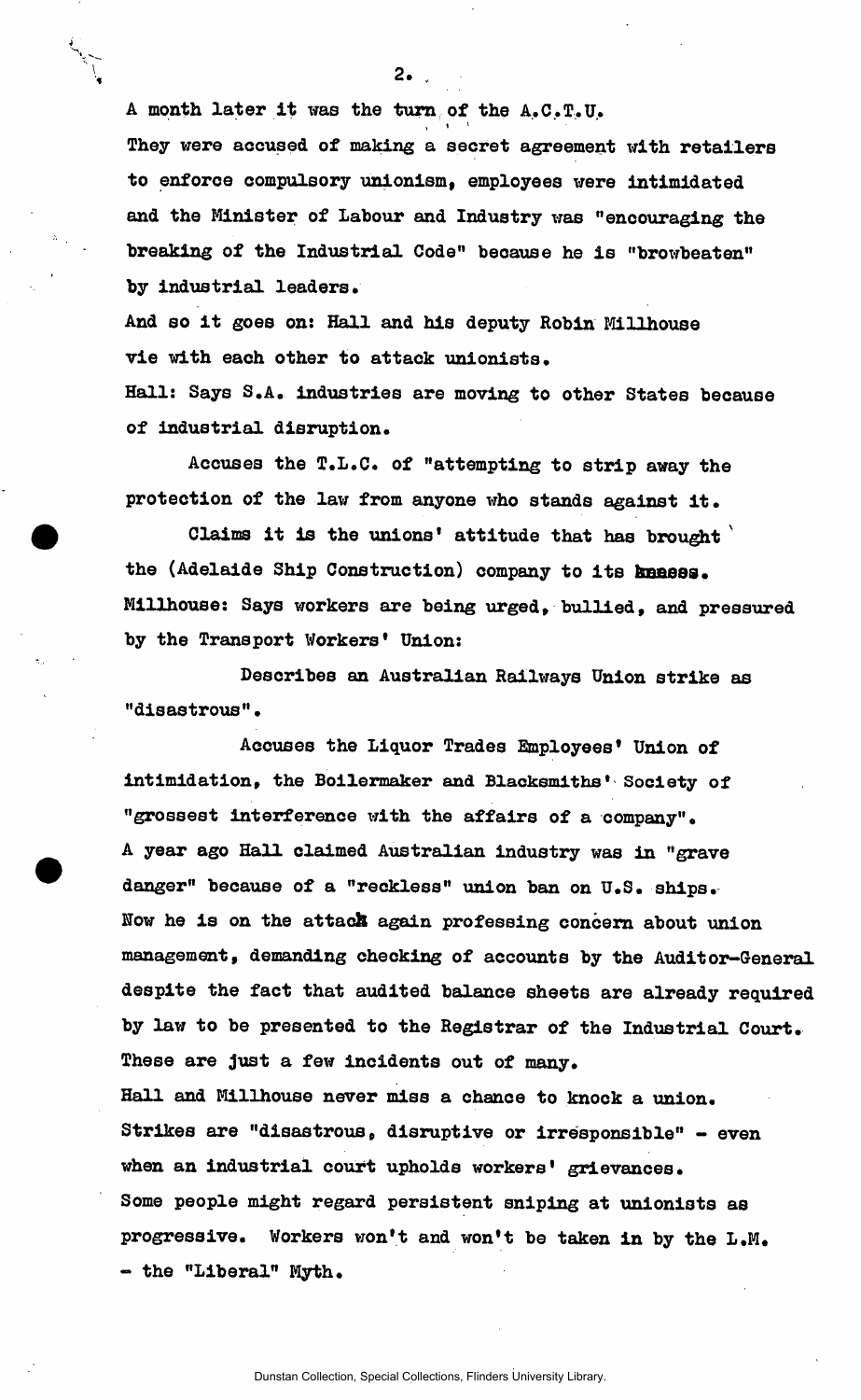A month later it was the turn of the A.C.T.U.

They were accused of making a secret agreement with retailers to enforce compulsory unionism, employees were intimidated and the Minister of Labour and Industry was "encouraging the breaking of the Industrial Code" because he is "browbeaten" by industrial leaders.

And so it goes on: Hall and his deputy Robin Millhouse vie with each other to attack unionists.

Hall: Says S.A. industries are moving to other States because of industrial disruption.

Accuses the T.L.C. of "attempting to strip away the protection of the law from anyone who stands against it.

Claims it is the unions' attitude that has brought the (Adelaide Ship Construction) company to its knees.

Millhouse: Says workers are being urged, bullied, and pressured by the Transport Workers' Union:

Describes an Australian Railways Union strike as "disastrous".

Accuses the Liquor Trades Employees' Union of intimidation, the Boilermaker and Blacksmiths' Society of "grossest interference with the affairs of a company".

A year ago Hall claimed Australian industry was in "grave danger" because of a "reckless" union ban on U.S. ships.

Now he is on the attack again professing concern about union management, demanding checking of accounts by the Auditor-General despite the fact that audited balance sheets are already required by law to be presented to the Registrar of the Industrial Court.

These are just a few incidents out of many.

Hall and Millhouse never miss a chance to knock a union.

Strikes are "disastrous, disruptive or irresponsible" - even when an industrial court upholds workers' grievances.

Some people might regard persistent sniping at unionists as progressive. Workers won't and won't be taken in by the L.M. - the "Liberal" Myth.